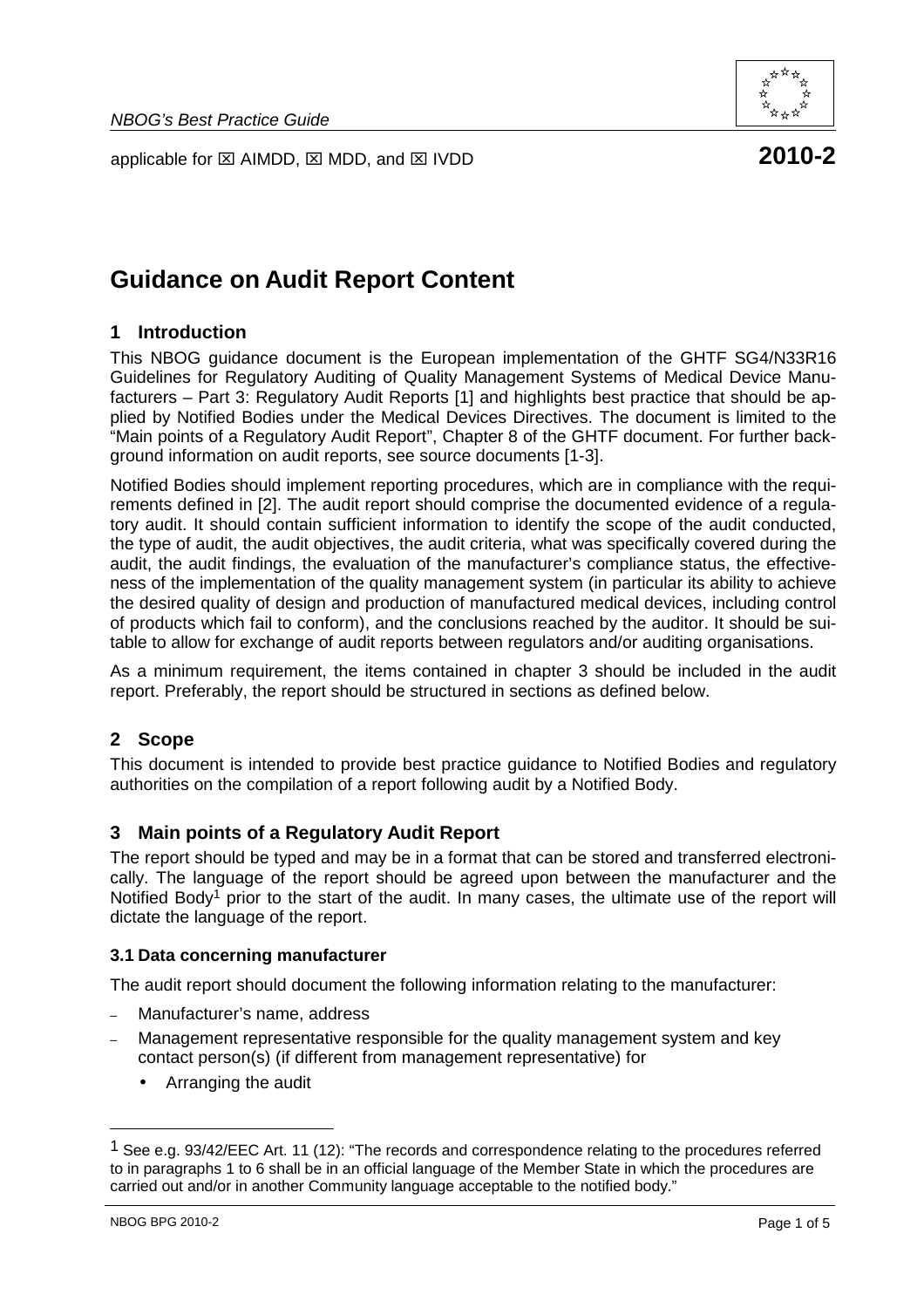NBOG's Best Practice Guide

applicable for ☒ AIMDD, ☒ MDD, and ☒ IVDD **2010-2**

# Guidance on Audit Report Content

## 1 Introduction

This NBOG guidance document is the European implementation of the GHTF SG4/N33R16 Guidelines for Regulatory Auditing of Quality Management Systems of Medical Device Manufacturers – Part 3: Regulatory Audit Reports [1] and highlights best practice that should be applied by Notified Bodies under the Medical Devices Directives. The document is limited to the "Main points of a Regulatory Audit Report", Chapter 8 of the GHTF document. For further background information on audit reports, see source documents [1-3].

Notified Bodies should implement reporting procedures, which are in compliance with the requirements defined in [2]. The audit report should comprise the documented evidence of a regulatory audit. It should contain sufficient information to identify the scope of the audit conducted, the type of audit, the audit objectives, the audit criteria, what was specifically covered during the audit, the audit findings, the evaluation of the manufacturer's compliance status, the effectiveness of the implementation of the quality management system (in particular its ability to achieve the desired quality of design and production of manufactured medical devices, including control of products which fail to conform), and the conclusions reached by the auditor. It should be suitable to allow for exchange of audit reports between regulators and/or auditing organisations.

As a minimum requirement, the items contained in chapter 3 should be included in the audit report. Preferably, the report should be structured in sections as defined below.

## 2 Scope

This document is intended to provide best practice guidance to Notified Bodies and regulatory authorities on the compilation of a report following audit by a Notified Body.

## 3 Main points of a Regulatory Audit Report

The report should be typed and may be in a format that can be stored and transferred electronically. The language of the report should be agreed upon between the manufacturer and the Notified Body[1] prior to the start of the audit. In many cases, the ultimate use of the report will dictate the language of the report.

### 3.1 Data concerning manufacturer

The audit report should document the following information relating to the manufacturer:

- Manufacturer's name, address
- Management representative responsible for the quality management system and key contact person(s) (if different from management representative) for
  - Arranging the audit

[1] See e.g. 93/42/EEC Art. 11 (12): "The records and correspondence relating to the procedures referred to in paragraphs 1 to 6 shall be in an official language of the Member State in which the procedures are carried out and/or in another Community language acceptable to the notified body."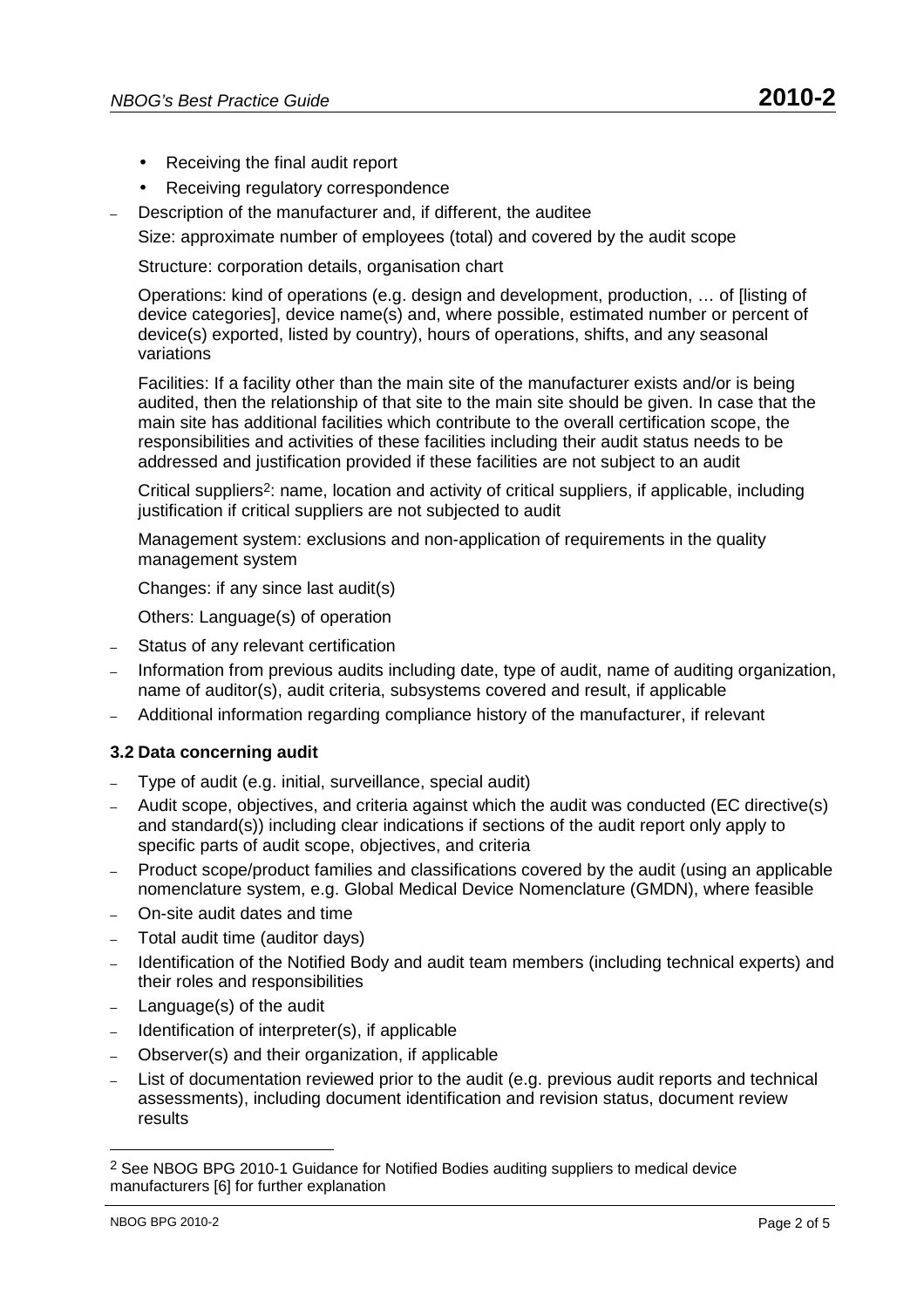- Receiving the final audit report
  - Receiving regulatory correspondence
- Description of the manufacturer and, if different, the auditee

  Size: approximate number of employees (total) and covered by the audit scope

  Structure: corporation details, organisation chart

  Operations: kind of operations (e.g. design and development, production, … of [listing of device categories], device name(s) and, where possible, estimated number or percent of device(s) exported, listed by country), hours of operations, shifts, and any seasonal variations

  Facilities: If a facility other than the main site of the manufacturer exists and/or is being audited, then the relationship of that site to the main site should be given. In case that the main site has additional facilities which contribute to the overall certification scope, the responsibilities and activities of these facilities including their audit status needs to be addressed and justification provided if these facilities are not subject to an audit

  Critical suppliers[2]: name, location and activity of critical suppliers, if applicable, including justification if critical suppliers are not subjected to audit

  Management system: exclusions and non-application of requirements in the quality management system

  Changes: if any since last audit(s)

  Others: Language(s) of operation
- Status of any relevant certification
- Information from previous audits including date, type of audit, name of auditing organization, name of auditor(s), audit criteria, subsystems covered and result, if applicable
- Additional information regarding compliance history of the manufacturer, if relevant

### 3.2 Data concerning audit

- Type of audit (e.g. initial, surveillance, special audit)
- Audit scope, objectives, and criteria against which the audit was conducted (EC directive(s) and standard(s)) including clear indications if sections of the audit report only apply to specific parts of audit scope, objectives, and criteria
- Product scope/product families and classifications covered by the audit (using an applicable nomenclature system, e.g. Global Medical Device Nomenclature (GMDN), where feasible
- On-site audit dates and time
- Total audit time (auditor days)
- Identification of the Notified Body and audit team members (including technical experts) and their roles and responsibilities
- Language(s) of the audit
- Identification of interpreter(s), if applicable
- Observer(s) and their organization, if applicable
- List of documentation reviewed prior to the audit (e.g. previous audit reports and technical assessments), including document identification and revision status, document review results

[2] See NBOG BPG 2010-1 Guidance for Notified Bodies auditing suppliers to medical device manufacturers [6] for further explanation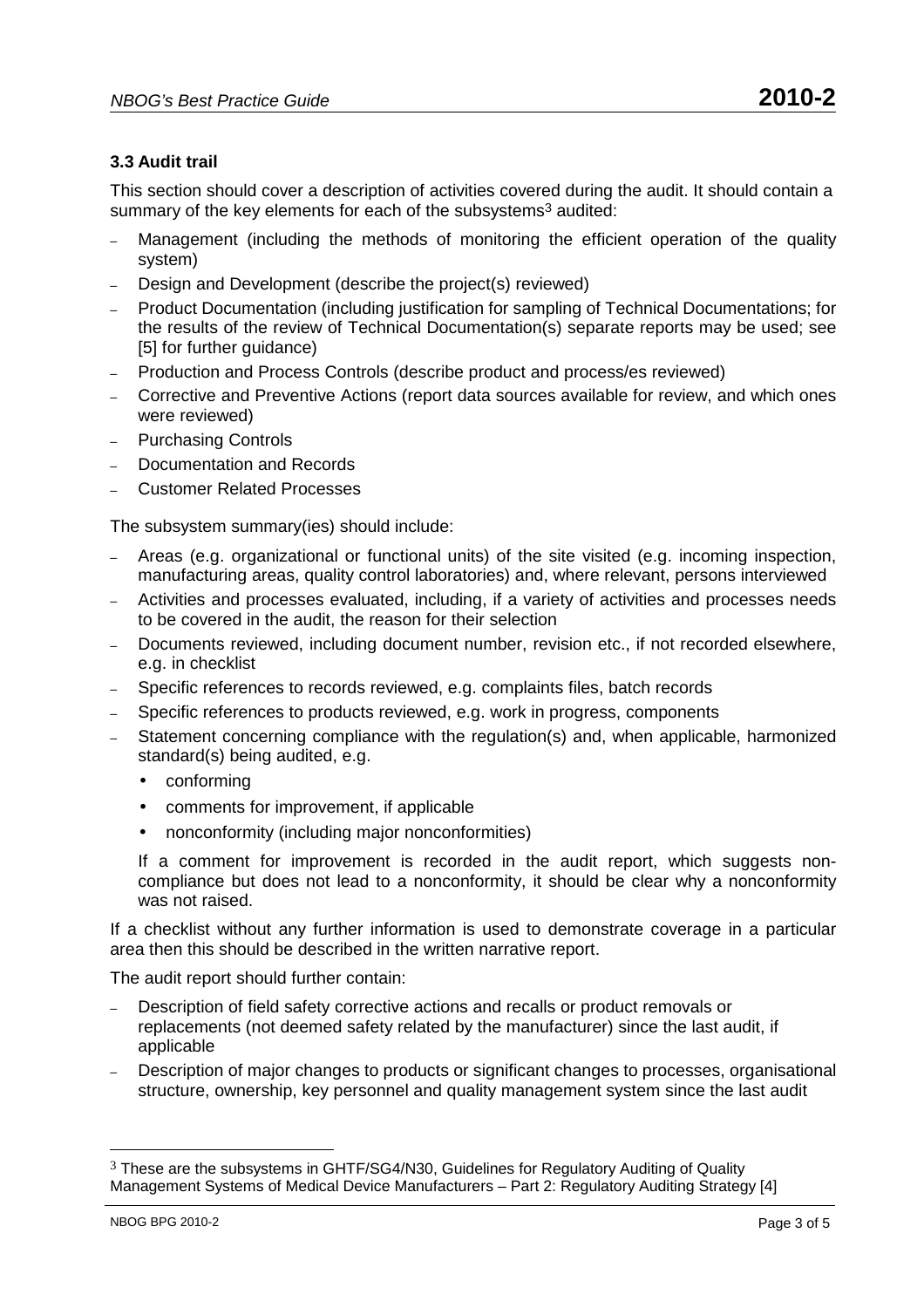### 3.3 Audit trail

This section should cover a description of activities covered during the audit. It should contain a summary of the key elements for each of the subsystems[3] audited:

- Management (including the methods of monitoring the efficient operation of the quality system)
- Design and Development (describe the project(s) reviewed)
- Product Documentation (including justification for sampling of Technical Documentations; for the results of the review of Technical Documentation(s) separate reports may be used; see [5] for further guidance)
- Production and Process Controls (describe product and process/es reviewed)
- Corrective and Preventive Actions (report data sources available for review, and which ones were reviewed)
- Purchasing Controls
- Documentation and Records
- Customer Related Processes

The subsystem summary(ies) should include:

- Areas (e.g. organizational or functional units) of the site visited (e.g. incoming inspection, manufacturing areas, quality control laboratories) and, where relevant, persons interviewed
- Activities and processes evaluated, including, if a variety of activities and processes needs to be covered in the audit, the reason for their selection
- Documents reviewed, including document number, revision etc., if not recorded elsewhere, e.g. in checklist
- Specific references to records reviewed, e.g. complaints files, batch records
- Specific references to products reviewed, e.g. work in progress, components
- Statement concerning compliance with the regulation(s) and, when applicable, harmonized standard(s) being audited, e.g.
  - conforming
  - comments for improvement, if applicable
  - nonconformity (including major nonconformities)

  If a comment for improvement is recorded in the audit report, which suggests non-compliance but does not lead to a nonconformity, it should be clear why a nonconformity was not raised.

If a checklist without any further information is used to demonstrate coverage in a particular area then this should be described in the written narrative report.

The audit report should further contain:

- Description of field safety corrective actions and recalls or product removals or replacements (not deemed safety related by the manufacturer) since the last audit, if applicable
- Description of major changes to products or significant changes to processes, organisational structure, ownership, key personnel and quality management system since the last audit

[3] These are the subsystems in GHTF/SG4/N30, Guidelines for Regulatory Auditing of Quality Management Systems of Medical Device Manufacturers – Part 2: Regulatory Auditing Strategy [4]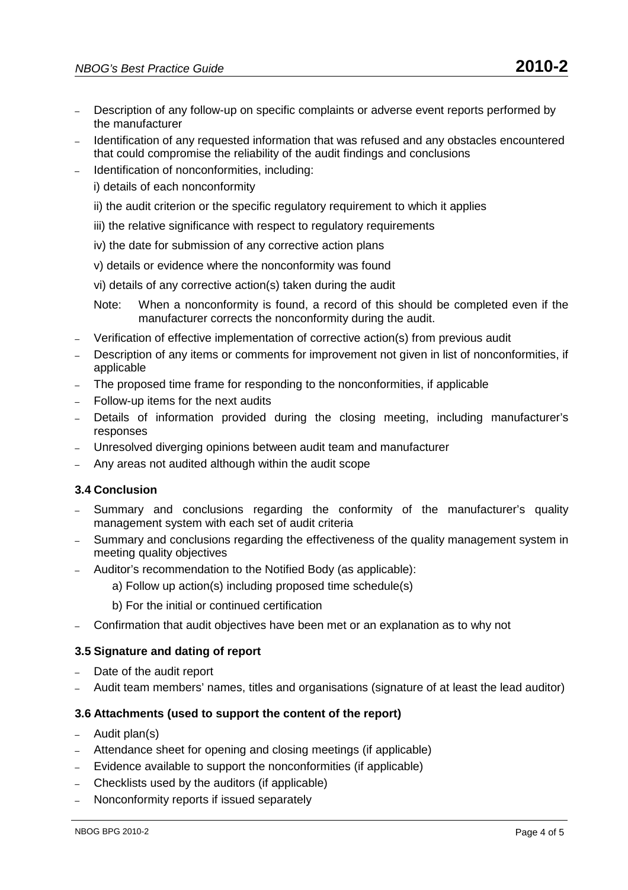- Description of any follow-up on specific complaints or adverse event reports performed by the manufacturer
- Identification of any requested information that was refused and any obstacles encountered that could compromise the reliability of the audit findings and conclusions
- Identification of nonconformities, including:

  i) details of each nonconformity

  ii) the audit criterion or the specific regulatory requirement to which it applies

  iii) the relative significance with respect to regulatory requirements

  iv) the date for submission of any corrective action plans

  v) details or evidence where the nonconformity was found

  vi) details of any corrective action(s) taken during the audit

  Note: When a nonconformity is found, a record of this should be completed even if the manufacturer corrects the nonconformity during the audit.
- Verification of effective implementation of corrective action(s) from previous audit
- Description of any items or comments for improvement not given in list of nonconformities, if applicable
- The proposed time frame for responding to the nonconformities, if applicable
- Follow-up items for the next audits
- Details of information provided during the closing meeting, including manufacturer's responses
- Unresolved diverging opinions between audit team and manufacturer
- Any areas not audited although within the audit scope

### 3.4 Conclusion

- Summary and conclusions regarding the conformity of the manufacturer's quality management system with each set of audit criteria
- Summary and conclusions regarding the effectiveness of the quality management system in meeting quality objectives
- Auditor's recommendation to the Notified Body (as applicable):

  a) Follow up action(s) including proposed time schedule(s)

  b) For the initial or continued certification
- Confirmation that audit objectives have been met or an explanation as to why not

### 3.5 Signature and dating of report

- Date of the audit report
- Audit team members' names, titles and organisations (signature of at least the lead auditor)

### 3.6 Attachments (used to support the content of the report)

- Audit plan(s)
- Attendance sheet for opening and closing meetings (if applicable)
- Evidence available to support the nonconformities (if applicable)
- Checklists used by the auditors (if applicable)
- Nonconformity reports if issued separately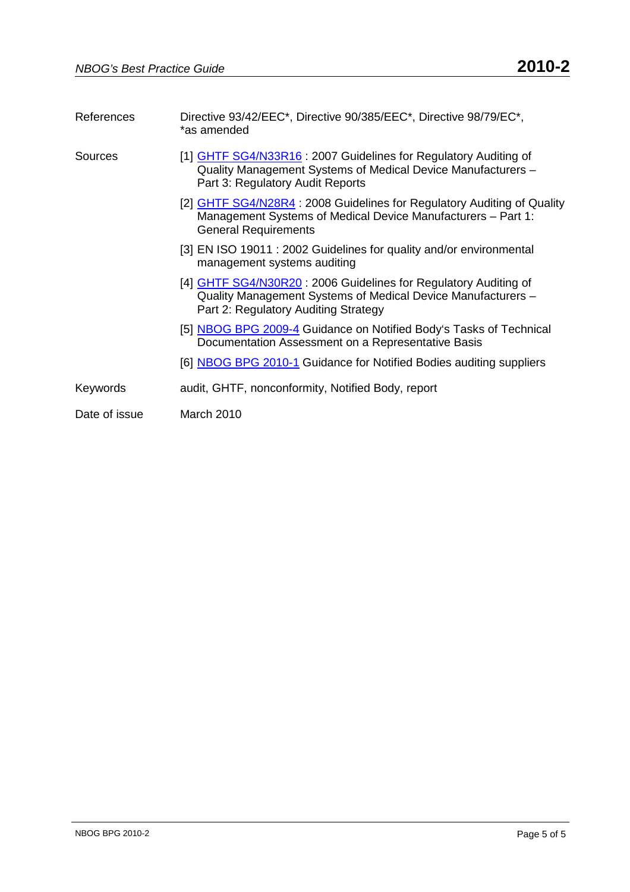| | |
|---|---|
| References | Directive 93/42/EEC*, Directive 90/385/EEC*, Directive 98/79/EC*, *as amended |
| Sources | [1] GHTF SG4/N33R16 : 2007 Guidelines for Regulatory Auditing of Quality Management Systems of Medical Device Manufacturers – Part 3: Regulatory Audit Reports |
| | [2] GHTF SG4/N28R4 : 2008 Guidelines for Regulatory Auditing of Quality Management Systems of Medical Device Manufacturers – Part 1: General Requirements |
| | [3] EN ISO 19011 : 2002 Guidelines for quality and/or environmental management systems auditing |
| | [4] GHTF SG4/N30R20 : 2006 Guidelines for Regulatory Auditing of Quality Management Systems of Medical Device Manufacturers – Part 2: Regulatory Auditing Strategy |
| | [5] NBOG BPG 2009-4 Guidance on Notified Body's Tasks of Technical Documentation Assessment on a Representative Basis |
| | [6] NBOG BPG 2010-1 Guidance for Notified Bodies auditing suppliers |
| Keywords | audit, GHTF, nonconformity, Notified Body, report |
| Date of issue | March 2010 |